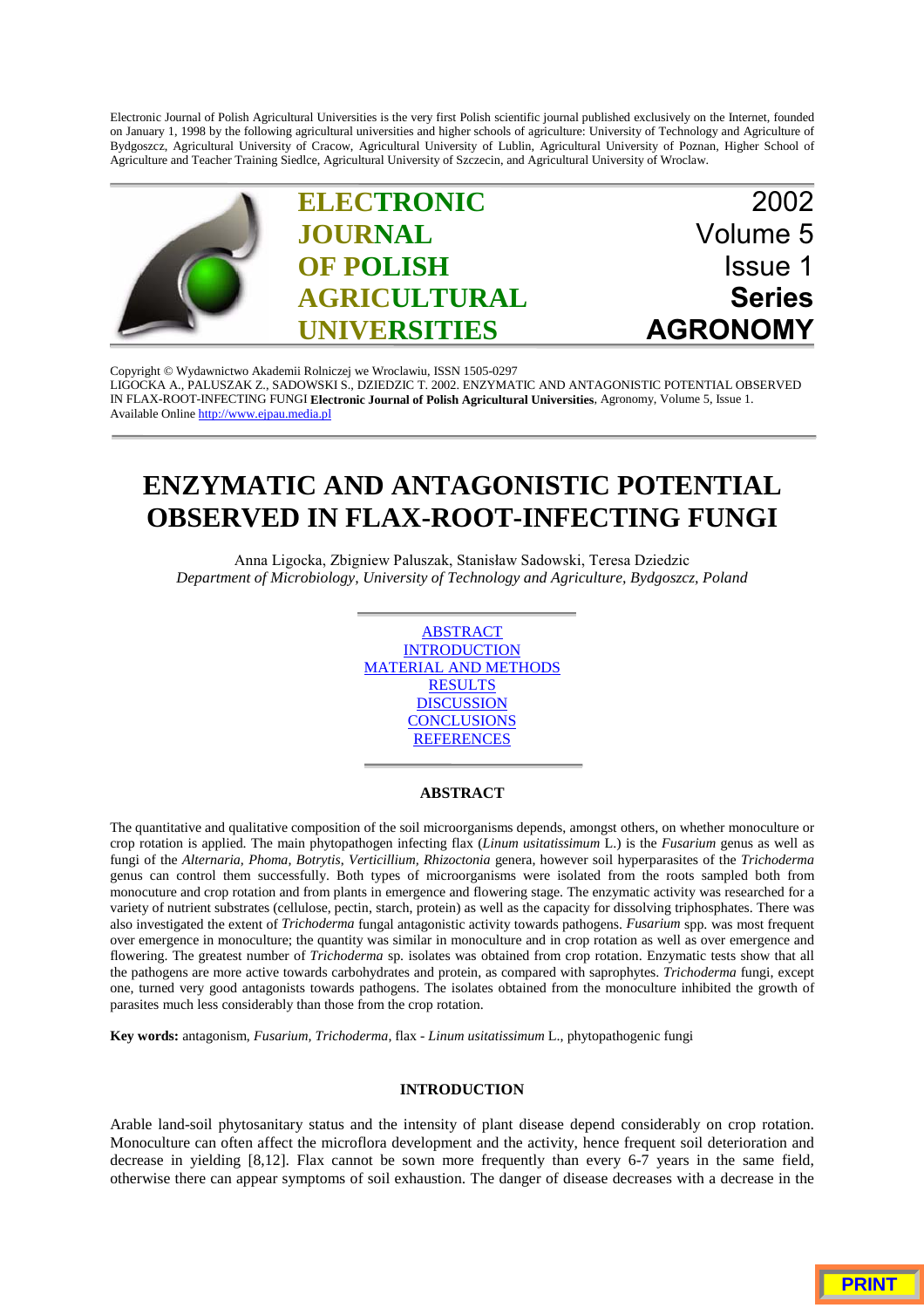Electronic Journal of Polish Agricultural Universities is the very first Polish scientific journal published exclusively on the Internet, founded on January 1, 1998 by the following agricultural universities and higher schools of agriculture: University of Technology and Agriculture of Bydgoszcz, Agricultural University of Cracow, Agricultural University of Lublin, Agricultural University of Poznan, Higher School of Agriculture and Teacher Training Siedlce, Agricultural University of Szczecin, and Agricultural University of Wroclaw.

**ELECTRONIC JOURNAL OF POLISH AGRICULTURAL UNIVERSITIES**

2002
Volume 5
Issue 1
**Series AGRONOMY**

Copyright © Wydawnictwo Akademii Rolniczej we Wroclawiu, ISSN 1505-0297
LIGOCKA A., PALUSZAK Z., SADOWSKI S., DZIEDZIC T. 2002. ENZYMATIC AND ANTAGONISTIC POTENTIAL OBSERVED IN FLAX-ROOT-INFECTING FUNGI **Electronic Journal of Polish Agricultural Universities**, Agronomy, Volume 5, Issue 1.
Available Online http://www.ejpau.media.pl

# ENZYMATIC AND ANTAGONISTIC POTENTIAL OBSERVED IN FLAX-ROOT-INFECTING FUNGI

Anna Ligocka, Zbigniew Paluszak, Stanisław Sadowski, Teresa Dziedzic
*Department of Microbiology, University of Technology and Agriculture, Bydgoszcz, Poland*

ABSTRACT
INTRODUCTION
MATERIAL AND METHODS
RESULTS
DISCUSSION
CONCLUSIONS
REFERENCES

## ABSTRACT

The quantitative and qualitative composition of the soil microorganisms depends, amongst others, on whether monoculture or crop rotation is applied. The main phytopathogen infecting flax (*Linum usitatissimum* L.) is the *Fusarium* genus as well as fungi of the *Alternaria, Phoma, Botrytis, Verticillium, Rhizoctonia* genera, however soil hyperparasites of the *Trichoderma* genus can control them successfully. Both types of microorganisms were isolated from the roots sampled both from monocuture and crop rotation and from plants in emergence and flowering stage. The enzymatic activity was researched for a variety of nutrient substrates (cellulose, pectin, starch, protein) as well as the capacity for dissolving triphosphates. There was also investigated the extent of *Trichoderma* fungal antagonistic activity towards pathogens. *Fusarium* spp. was most frequent over emergence in monoculture; the quantity was similar in monoculture and in crop rotation as well as over emergence and flowering. The greatest number of *Trichoderma* sp. isolates was obtained from crop rotation. Enzymatic tests show that all the pathogens are more active towards carbohydrates and protein, as compared with saprophytes. *Trichoderma* fungi, except one, turned very good antagonists towards pathogens. The isolates obtained from the monoculture inhibited the growth of parasites much less considerably than those from the crop rotation.

**Key words:** antagonism, *Fusarium, Trichoderma*, flax - *Linum usitatissimum* L., phytopathogenic fungi

## INTRODUCTION

Arable land-soil phytosanitary status and the intensity of plant disease depend considerably on crop rotation. Monoculture can often affect the microflora development and the activity, hence frequent soil deterioration and decrease in yielding [8,12]. Flax cannot be sown more frequently than every 6-7 years in the same field, otherwise there can appear symptoms of soil exhaustion. The danger of disease decreases with a decrease in the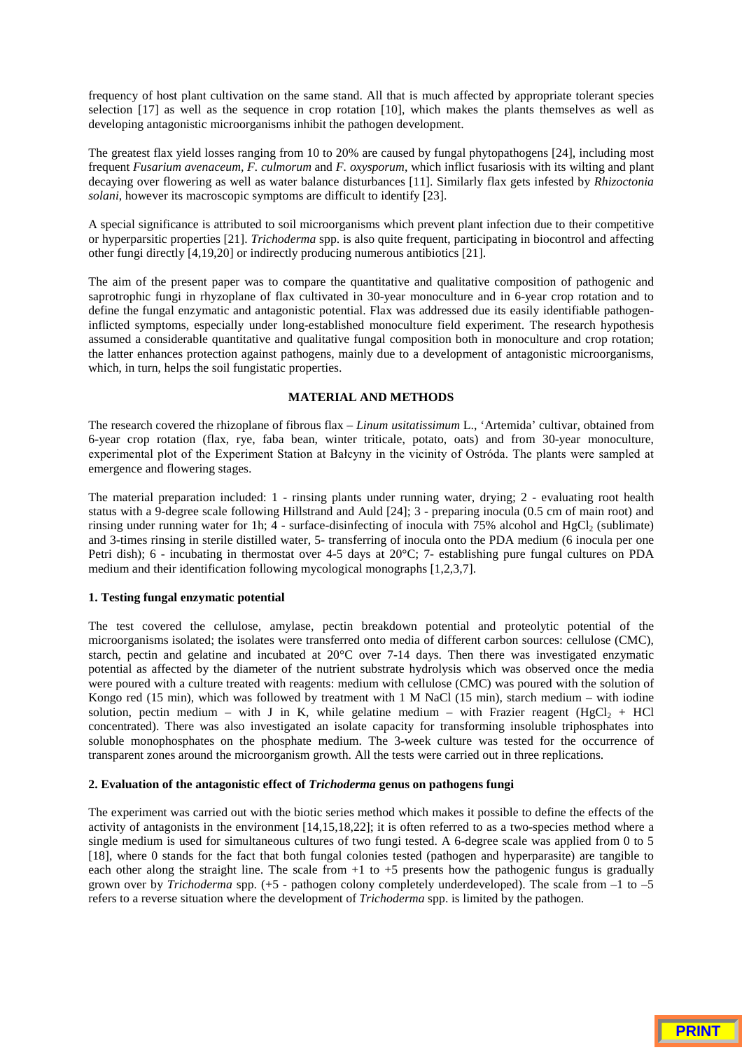frequency of host plant cultivation on the same stand. All that is much affected by appropriate tolerant species selection [17] as well as the sequence in crop rotation [10], which makes the plants themselves as well as developing antagonistic microorganisms inhibit the pathogen development.

The greatest flax yield losses ranging from 10 to 20% are caused by fungal phytopathogens [24], including most frequent *Fusarium avenaceum, F. culmorum* and *F. oxysporum*, which inflict fusariosis with its wilting and plant decaying over flowering as well as water balance disturbances [11]. Similarly flax gets infested by *Rhizoctonia solani*, however its macroscopic symptoms are difficult to identify [23].

A special significance is attributed to soil microorganisms which prevent plant infection due to their competitive or hyperparasitic properties [21]. *Trichoderma* spp. is also quite frequent, participating in biocontrol and affecting other fungi directly [4,19,20] or indirectly producing numerous antibiotics [21].

The aim of the present paper was to compare the quantitative and qualitative composition of pathogenic and saprotrophic fungi in rhyzoplane of flax cultivated in 30-year monoculture and in 6-year crop rotation and to define the fungal enzymatic and antagonistic potential. Flax was addressed due its easily identifiable pathogen-inflicted symptoms, especially under long-established monoculture field experiment. The research hypothesis assumed a considerable quantitative and qualitative fungal composition both in monoculture and crop rotation; the latter enhances protection against pathogens, mainly due to a development of antagonistic microorganisms, which, in turn, helps the soil fungistatic properties.

## MATERIAL AND METHODS

The research covered the rhizoplane of fibrous flax – *Linum usitatissimum* L., 'Artemida' cultivar, obtained from 6-year crop rotation (flax, rye, faba bean, winter triticale, potato, oats) and from 30-year monoculture, experimental plot of the Experiment Station at Bałcyny in the vicinity of Ostróda. The plants were sampled at emergence and flowering stages.

The material preparation included: 1 - rinsing plants under running water, drying; 2 - evaluating root health status with a 9-degree scale following Hillstrand and Auld [24]; 3 - preparing inocula (0.5 cm of main root) and rinsing under running water for 1h; 4 - surface-disinfecting of inocula with 75% alcohol and $HgCl_2$ (sublimate) and 3-times rinsing in sterile distilled water, 5- transferring of inocula onto the PDA medium (6 inocula per one Petri dish); 6 - incubating in thermostat over 4-5 days at 20°C; 7- establishing pure fungal cultures on PDA medium and their identification following mycological monographs [1,2,3,7].

### 1. Testing fungal enzymatic potential

The test covered the cellulose, amylase, pectin breakdown potential and proteolytic potential of the microorganisms isolated; the isolates were transferred onto media of different carbon sources: cellulose (CMC), starch, pectin and gelatine and incubated at 20°C over 7-14 days. Then there was investigated enzymatic potential as affected by the diameter of the nutrient substrate hydrolysis which was observed once the media were poured with a culture treated with reagents: medium with cellulose (CMC) was poured with the solution of Kongo red (15 min), which was followed by treatment with 1 M NaCl (15 min), starch medium – with iodine solution, pectin medium – with J in K, while gelatine medium – with Frazier reagent ($HgCl_2$ + HCl concentrated). There was also investigated an isolate capacity for transforming insoluble triphosphates into soluble monophosphates on the phosphate medium. The 3-week culture was tested for the occurrence of transparent zones around the microorganism growth. All the tests were carried out in three replications.

### 2. Evaluation of the antagonistic effect of *Trichoderma* genus on pathogens fungi

The experiment was carried out with the biotic series method which makes it possible to define the effects of the activity of antagonists in the environment [14,15,18,22]; it is often referred to as a two-species method where a single medium is used for simultaneous cultures of two fungi tested. A 6-degree scale was applied from 0 to 5 [18], where 0 stands for the fact that both fungal colonies tested (pathogen and hyperparasite) are tangible to each other along the straight line. The scale from +1 to +5 presents how the pathogenic fungus is gradually grown over by *Trichoderma* spp. (+5 - pathogen colony completely underdeveloped). The scale from –1 to –5 refers to a reverse situation where the development of *Trichoderma* spp. is limited by the pathogen.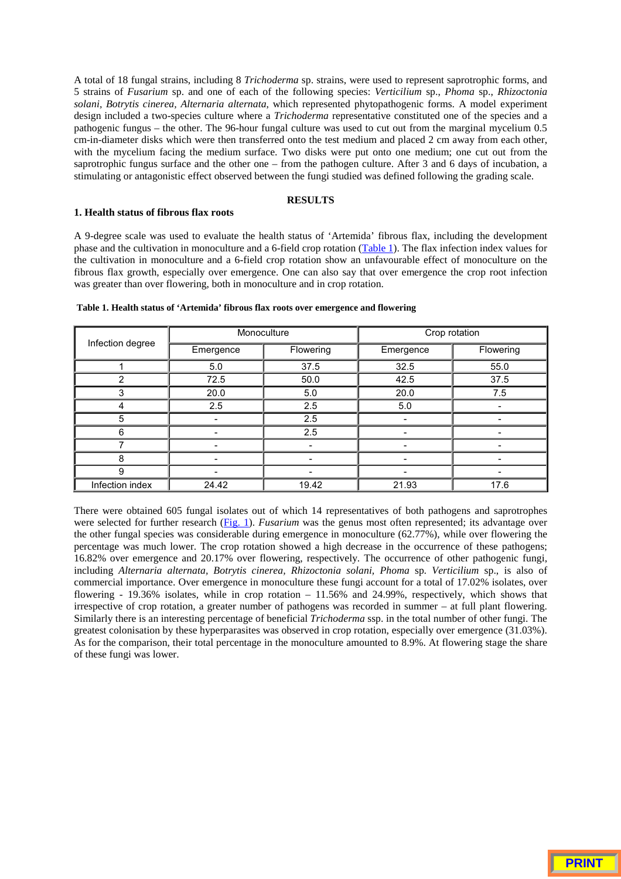A total of 18 fungal strains, including 8 *Trichoderma* sp. strains, were used to represent saprotrophic forms, and 5 strains of *Fusarium* sp. and one of each of the following species: *Verticilium* sp., *Phoma* sp., *Rhizoctonia solani, Botrytis cinerea, Alternaria alternata,* which represented phytopathogenic forms. A model experiment design included a two-species culture where a *Trichoderma* representative constituted one of the species and a pathogenic fungus – the other. The 96-hour fungal culture was used to cut out from the marginal mycelium 0.5 cm-in-diameter disks which were then transferred onto the test medium and placed 2 cm away from each other, with the mycelium facing the medium surface. Two disks were put onto one medium; one cut out from the saprotrophic fungus surface and the other one – from the pathogen culture. After 3 and 6 days of incubation, a stimulating or antagonistic effect observed between the fungi studied was defined following the grading scale.

## RESULTS

### 1. Health status of fibrous flax roots

A 9-degree scale was used to evaluate the health status of 'Artemida' fibrous flax, including the development phase and the cultivation in monoculture and a 6-field crop rotation (Table 1). The flax infection index values for the cultivation in monoculture and a 6-field crop rotation show an unfavourable effect of monoculture on the fibrous flax growth, especially over emergence. One can also say that over emergence the crop root infection was greater than over flowering, both in monoculture and in crop rotation.

**Table 1. Health status of 'Artemida' fibrous flax roots over emergence and flowering**

| Infection degree | Monoculture | | Crop rotation | |
|---|---|---|---|---|
| | Emergence | Flowering | Emergence | Flowering |
| 1 | 5.0 | 37.5 | 32.5 | 55.0 |
| 2 | 72.5 | 50.0 | 42.5 | 37.5 |
| 3 | 20.0 | 5.0 | 20.0 | 7.5 |
| 4 | 2.5 | 2.5 | 5.0 | - |
| 5 | - | 2.5 | - | - |
| 6 | - | 2.5 | - | - |
| 7 | - | - | - | - |
| 8 | - | - | - | - |
| 9 | - | - | - | - |
| Infection index | 24.42 | 19.42 | 21.93 | 17.6 |

There were obtained 605 fungal isolates out of which 14 representatives of both pathogens and saprotrophes were selected for further research (Fig. 1). *Fusarium* was the genus most often represented; its advantage over the other fungal species was considerable during emergence in monoculture (62.77%), while over flowering the percentage was much lower. The crop rotation showed a high decrease in the occurrence of these pathogens; 16.82% over emergence and 20.17% over flowering, respectively. The occurrence of other pathogenic fungi, including *Alternaria alternata, Botrytis cinerea, Rhizoctonia solani, Phoma* sp. *Verticilium* sp., is also of commercial importance. Over emergence in monoculture these fungi account for a total of 17.02% isolates, over flowering - 19.36% isolates, while in crop rotation – 11.56% and 24.99%, respectively, which shows that irrespective of crop rotation, a greater number of pathogens was recorded in summer – at full plant flowering. Similarly there is an interesting percentage of beneficial *Trichoderma* ssp. in the total number of other fungi. The greatest colonisation by these hyperparasites was observed in crop rotation, especially over emergence (31.03%). As for the comparison, their total percentage in the monoculture amounted to 8.9%. At flowering stage the share of these fungi was lower.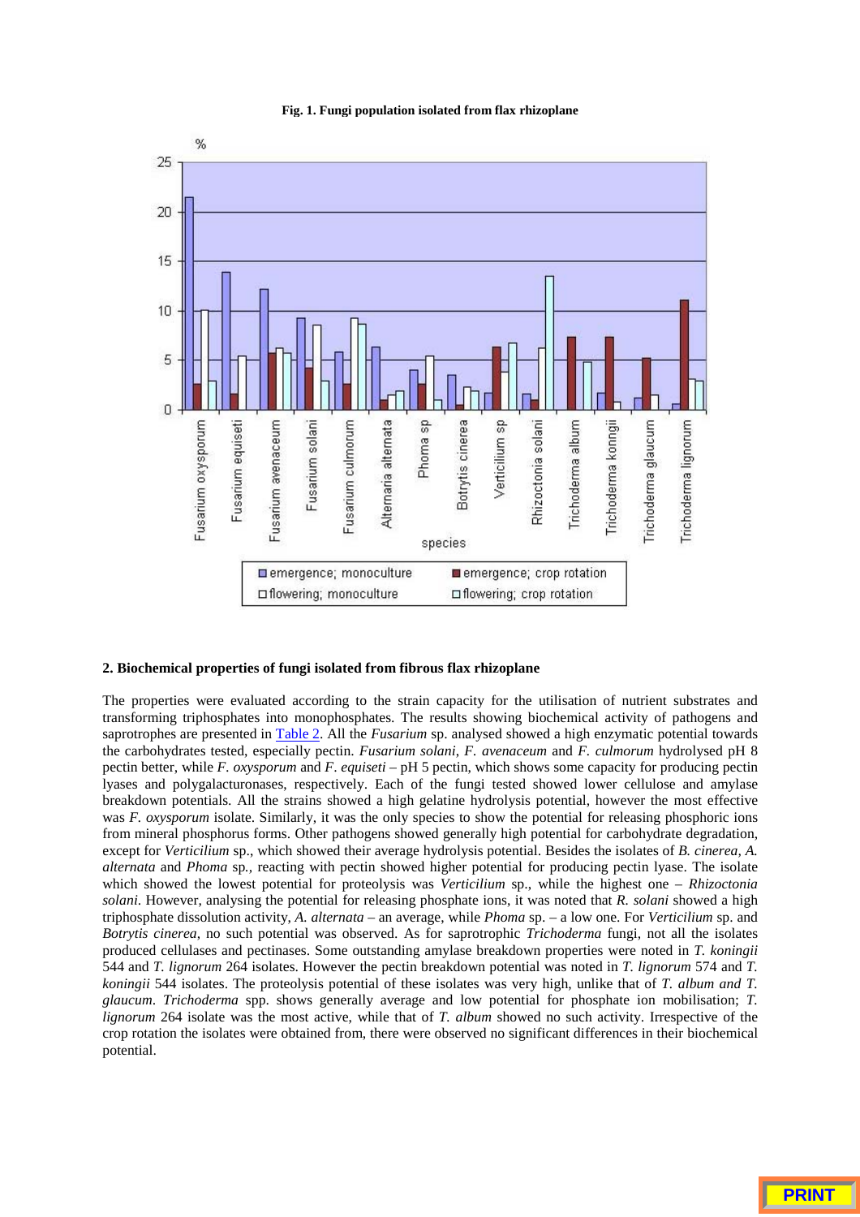**Fig. 1. Fungi population isolated from flax rhizoplane**

**2. Biochemical properties of fungi isolated from fibrous flax rhizoplane**

The properties were evaluated according to the strain capacity for the utilisation of nutrient substrates and transforming triphosphates into monophosphates. The results showing biochemical activity of pathogens and saprotrophes are presented in Table 2. All the *Fusarium* sp. analysed showed a high enzymatic potential towards the carbohydrates tested, especially pectin. *Fusarium solani*, *F. avenaceum* and *F. culmorum* hydrolysed pH 8 pectin better, while *F. oxysporum* and *F. equiseti* – pH 5 pectin, which shows some capacity for producing pectin lyases and polygalacturonases, respectively. Each of the fungi tested showed lower cellulose and amylase breakdown potentials. All the strains showed a high gelatine hydrolysis potential, however the most effective was *F. oxysporum* isolate. Similarly, it was the only species to show the potential for releasing phosphoric ions from mineral phosphorus forms. Other pathogens showed generally high potential for carbohydrate degradation, except for *Verticilium* sp., which showed their average hydrolysis potential. Besides the isolates of *B. cinerea*, *A. alternata* and *Phoma* sp., reacting with pectin showed higher potential for producing pectin lyase. The isolate which showed the lowest potential for proteolysis was *Verticilium* sp., while the highest one – *Rhizoctonia solani*. However, analysing the potential for releasing phosphate ions, it was noted that *R. solani* showed a high triphosphate dissolution activity, *A. alternata* – an average, while *Phoma* sp. – a low one. For *Verticilium* sp. and *Botrytis cinerea*, no such potential was observed. As for saprotrophic *Trichoderma* fungi, not all the isolates produced cellulases and pectinases. Some outstanding amylase breakdown properties were noted in *T. koningii* 544 and *T. lignorum* 264 isolates. However the pectin breakdown potential was noted in *T. lignorum* 574 and *T. koningii* 544 isolates. The proteolysis potential of these isolates was very high, unlike that of *T. album and T. glaucum*. *Trichoderma* spp. shows generally average and low potential for phosphate ion mobilisation; *T. lignorum* 264 isolate was the most active, while that of *T. album* showed no such activity. Irrespective of the crop rotation the isolates were obtained from, there were observed no significant differences in their biochemical potential.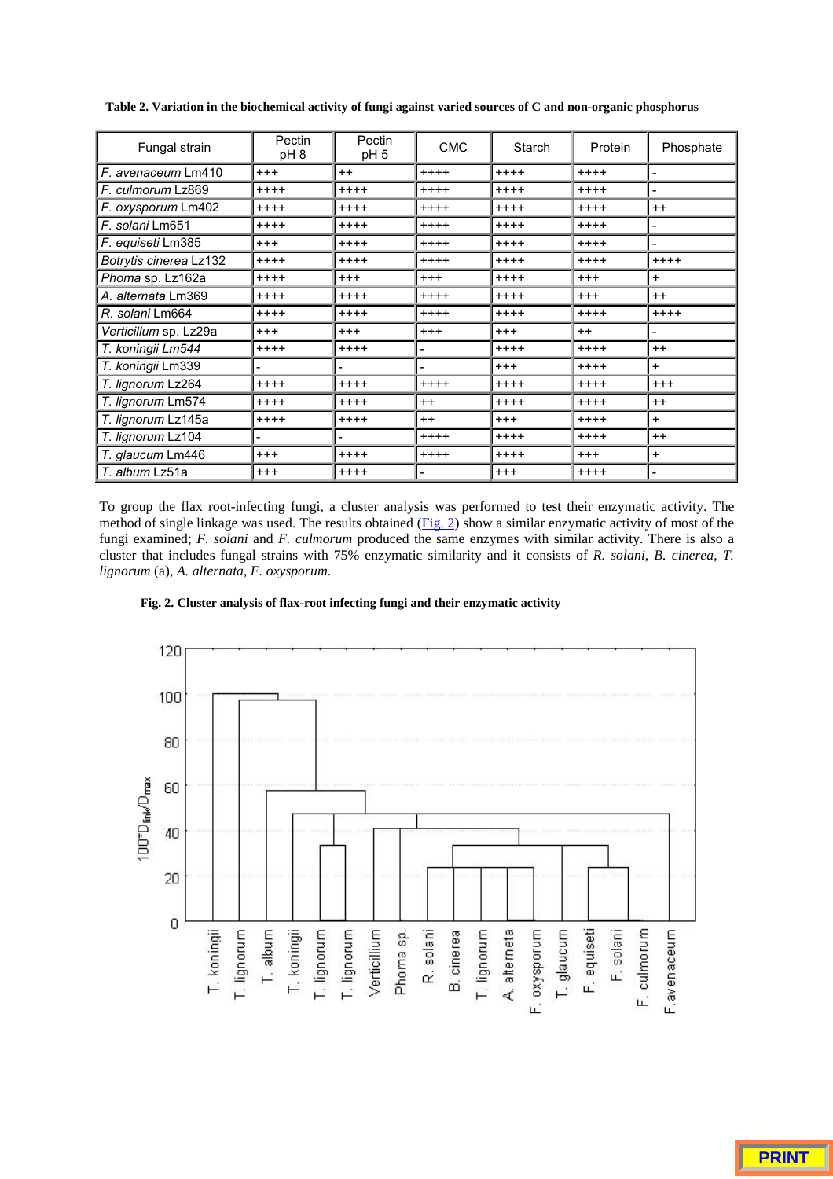**Table 2. Variation in the biochemical activity of fungi against varied sources of C and non-organic phosphorus**

| Fungal strain | Pectin pH 8 | Pectin pH 5 | CMC | Starch | Protein | Phosphate |
|---|---|---|---|---|---|---|
| *F. avenaceum* Lm410 | +++ | ++ | ++++ | ++++ | ++++ | - |
| *F. culmorum* Lz869 | ++++ | ++++ | ++++ | ++++ | ++++ | - |
| *F. oxysporum* Lm402 | ++++ | ++++ | ++++ | ++++ | ++++ | ++ |
| *F. solani* Lm651 | ++++ | ++++ | ++++ | ++++ | ++++ | - |
| *F. equiseti* Lm385 | +++ | ++++ | ++++ | ++++ | ++++ | - |
| *Botrytis cinerea* Lz132 | ++++ | ++++ | ++++ | ++++ | ++++ | ++++ |
| *Phoma* sp. Lz162a | ++++ | +++ | +++ | ++++ | +++ | + |
| *A. alternata* Lm369 | ++++ | ++++ | ++++ | ++++ | +++ | ++ |
| *R. solani* Lm664 | ++++ | ++++ | ++++ | ++++ | ++++ | ++++ |
| *Verticillum* sp. Lz29a | +++ | +++ | +++ | +++ | ++ | - |
| *T. koningii Lm544* | ++++ | ++++ | - | ++++ | ++++ | ++ |
| *T. koningii* Lm339 | - | - | - | +++ | ++++ | + |
| *T. lignorum* Lz264 | ++++ | ++++ | ++++ | ++++ | ++++ | +++ |
| *T. lignorum* Lm574 | ++++ | ++++ | ++ | ++++ | ++++ | ++ |
| *T. lignorum* Lz145a | ++++ | ++++ | ++ | +++ | ++++ | + |
| *T. lignorum* Lz104 | - | - | ++++ | ++++ | ++++ | ++ |
| *T. glaucum* Lm446 | +++ | ++++ | ++++ | ++++ | +++ | + |
| *T. album* Lz51a | +++ | ++++ | - | +++ | ++++ | - |

To group the flax root-infecting fungi, a cluster analysis was performed to test their enzymatic activity. The method of single linkage was used. The results obtained (Fig. 2) show a similar enzymatic activity of most of the fungi examined; *F. solani* and *F. culmorum* produced the same enzymes with similar activity. There is also a cluster that includes fungal strains with 75% enzymatic similarity and it consists of *R. solani*, *B. cinerea*, *T. lignorum* (a), *A. alternata*, *F. oxysporum*.

**Fig. 2. Cluster analysis of flax-root infecting fungi and their enzymatic activity**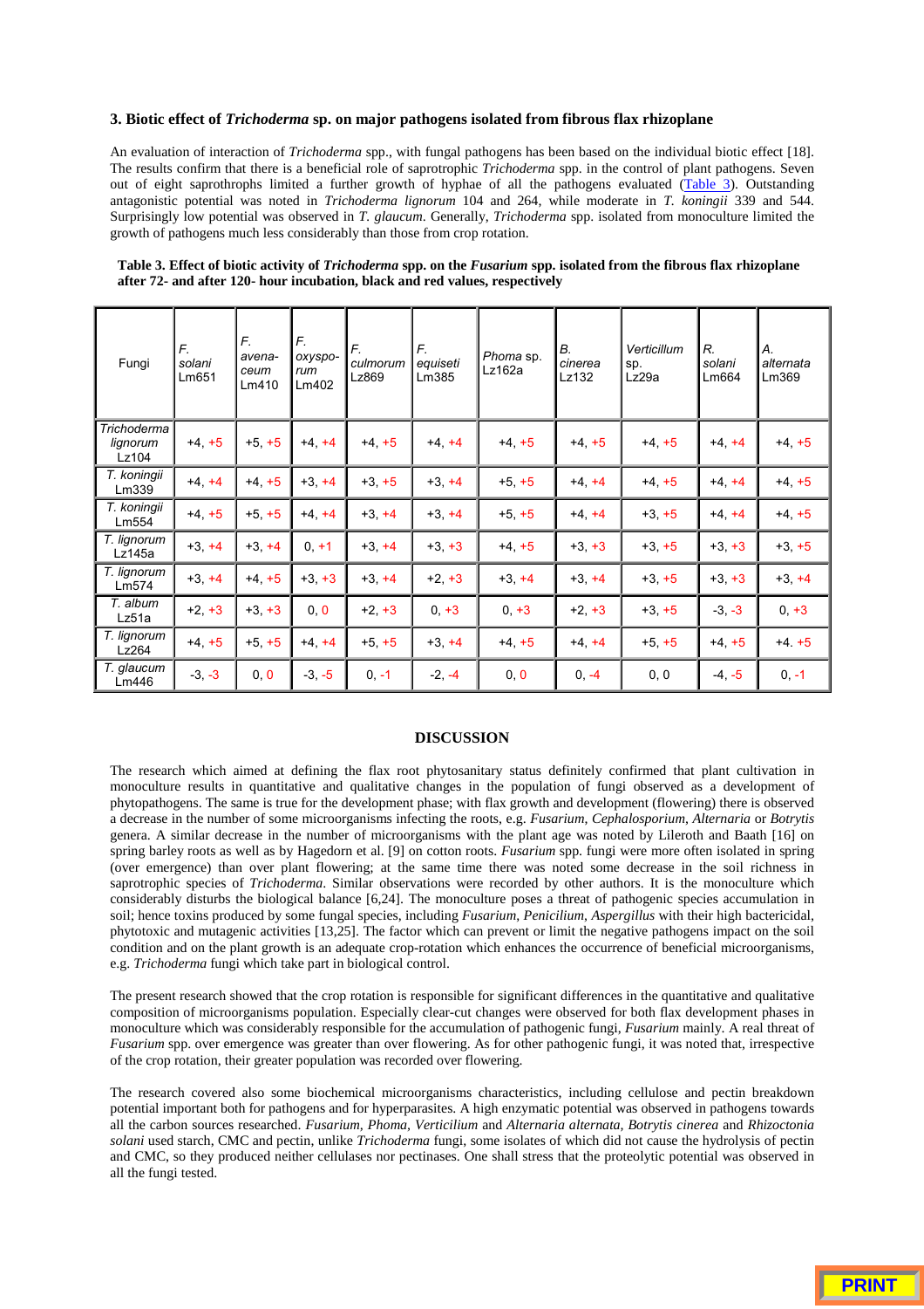### 3. Biotic effect of *Trichoderma* sp. on major pathogens isolated from fibrous flax rhizoplane

An evaluation of interaction of *Trichoderma* spp., with fungal pathogens has been based on the individual biotic effect [18]. The results confirm that there is a beneficial role of saprotrophic *Trichoderma* spp. in the control of plant pathogens. Seven out of eight saprothrophs limited a further growth of hyphae of all the pathogens evaluated (Table 3). Outstanding antagonistic potential was noted in *Trichoderma lignorum* 104 and 264, while moderate in *T. koningii* 339 and 544. Surprisingly low potential was observed in *T. glaucum*. Generally, *Trichoderma* spp. isolated from monoculture limited the growth of pathogens much less considerably than those from crop rotation.

**Table 3. Effect of biotic activity of *Trichoderma* spp. on the *Fusarium* spp. isolated from the fibrous flax rhizoplane after 72- and after 120- hour incubation, black and red values, respectively**

| Fungi | *F. solani* Lm651 | *F. avenaceum* Lm410 | *F. oxysporum* Lm402 | *F. culmorum* Lz869 | *F. equiseti* Lm385 | *Phoma* sp. Lz162a | *B. cinerea* Lz132 | *Verticillum* sp. Lz29a | *R. solani* Lm664 | *A. alternata* Lm369 |
|---|---|---|---|---|---|---|---|---|---|---|
| *Trichoderma lignorum* Lz104 | +4, +5 | +5, +5 | +4, +4 | +4, +5 | +4, +4 | +4, +5 | +4, +5 | +4, +5 | +4, +4 | +4, +5 |
| *T. koningii* Lm339 | +4, +4 | +4, +5 | +3, +4 | +3, +5 | +3, +4 | +5, +5 | +4, +4 | +4, +5 | +4, +4 | +4, +5 |
| *T. koningii* Lm554 | +4, +5 | +5, +5 | +4, +4 | +3, +4 | +3, +4 | +5, +5 | +4, +4 | +3, +5 | +4, +4 | +4, +5 |
| *T. lignorum* Lz145a | +3, +4 | +3, +4 | 0, +1 | +3, +4 | +3, +3 | +4, +5 | +3, +3 | +3, +5 | +3, +3 | +3, +5 |
| *T. lignorum* Lm574 | +3, +4 | +4, +5 | +3, +3 | +3, +4 | +2, +3 | +3, +4 | +3, +4 | +3, +5 | +3, +3 | +3, +4 |
| *T. album* Lz51a | +2, +3 | +3, +3 | 0, 0 | +2, +3 | 0, +3 | 0, +3 | +2, +3 | +3, +5 | -3, -3 | 0, +3 |
| *T. lignorum* Lz264 | +4, +5 | +5, +5 | +4, +4 | +5, +5 | +3, +4 | +4, +5 | +4, +4 | +5, +5 | +4, +5 | +4. +5 |
| *T. glaucum* Lm446 | -3, -3 | 0, 0 | -3, -5 | 0, -1 | -2, -4 | 0, 0 | 0, -4 | 0, 0 | -4, -5 | 0, -1 |

## DISCUSSION

The research which aimed at defining the flax root phytosanitary status definitely confirmed that plant cultivation in monoculture results in quantitative and qualitative changes in the population of fungi observed as a development of phytopathogens. The same is true for the development phase; with flax growth and development (flowering) there is observed a decrease in the number of some microorganisms infecting the roots, e.g. *Fusarium*, *Cephalosporium*, *Alternaria* or *Botrytis* genera. A similar decrease in the number of microorganisms with the plant age was noted by Lileroth and Baath [16] on spring barley roots as well as by Hagedorn et al. [9] on cotton roots. *Fusarium* spp. fungi were more often isolated in spring (over emergence) than over plant flowering; at the same time there was noted some decrease in the soil richness in saprotrophic species of *Trichoderma*. Similar observations were recorded by other authors. It is the monoculture which considerably disturbs the biological balance [6,24]. The monoculture poses a threat of pathogenic species accumulation in soil; hence toxins produced by some fungal species, including *Fusarium*, *Penicilium*, *Aspergillus* with their high bactericidal, phytotoxic and mutagenic activities [13,25]. The factor which can prevent or limit the negative pathogens impact on the soil condition and on the plant growth is an adequate crop-rotation which enhances the occurrence of beneficial microorganisms, e.g. *Trichoderma* fungi which take part in biological control.

The present research showed that the crop rotation is responsible for significant differences in the quantitative and qualitative composition of microorganisms population. Especially clear-cut changes were observed for both flax development phases in monoculture which was considerably responsible for the accumulation of pathogenic fungi, *Fusarium* mainly. A real threat of *Fusarium* spp. over emergence was greater than over flowering. As for other pathogenic fungi, it was noted that, irrespective of the crop rotation, their greater population was recorded over flowering.

The research covered also some biochemical microorganisms characteristics, including cellulose and pectin breakdown potential important both for pathogens and for hyperparasites. A high enzymatic potential was observed in pathogens towards all the carbon sources researched. *Fusarium, Phoma, Verticilium* and *Alternaria alternata, Botrytis cinerea* and *Rhizoctonia solani* used starch, CMC and pectin, unlike *Trichoderma* fungi, some isolates of which did not cause the hydrolysis of pectin and CMC, so they produced neither cellulases nor pectinases. One shall stress that the proteolytic potential was observed in all the fungi tested.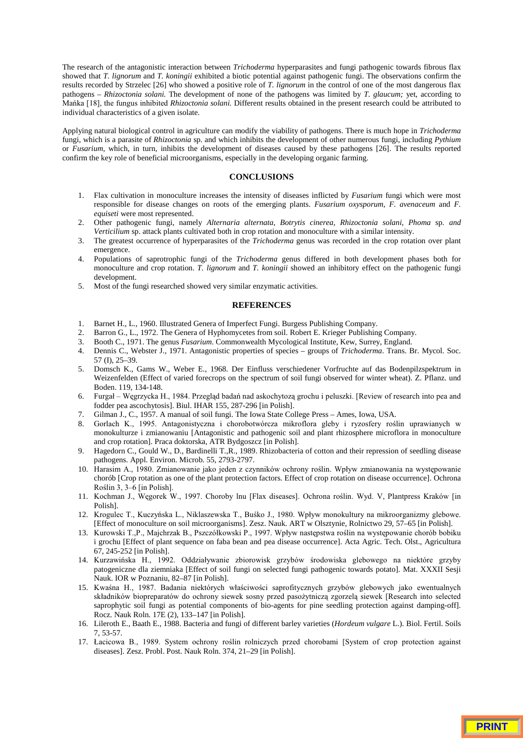The research of the antagonistic interaction between *Trichoderma* hyperparasites and fungi pathogenic towards fibrous flax showed that *T. lignorum* and *T. koningii* exhibited a biotic potential against pathogenic fungi. The observations confirm the results recorded by Strzelec [26] who showed a positive role of *T. lignorum* in the control of one of the most dangerous flax pathogens – *Rhizoctonia solani.* The development of none of the pathogens was limited by *T. glaucum;* yet, according to Mańka [18], the fungus inhibited *Rhizoctonia solani.* Different results obtained in the present research could be attributed to individual characteristics of a given isolate.

Applying natural biological control in agriculture can modify the viability of pathogens. There is much hope in *Trichoderma* fungi, which is a parasite of *Rhizoctonia* sp. and which inhibits the development of other numerous fungi, including *Pythium* or *Fusarium*, which, in turn, inhibits the development of diseases caused by these pathogens [26]. The results reported confirm the key role of beneficial microorganisms, especially in the developing organic farming.

## CONCLUSIONS

1. Flax cultivation in monoculture increases the intensity of diseases inflicted by *Fusarium* fungi which were most responsible for disease changes on roots of the emerging plants. *Fusarium oxysporum, F. avenaceum* and *F. equiseti* were most represented.
2. Other pathogenic fungi, namely *Alternaria alternata, Botrytis cinerea, Rhizoctonia solani, Phoma* sp. *and Verticilium* sp. attack plants cultivated both in crop rotation and monoculture with a similar intensity.
3. The greatest occurrence of hyperparasites of the *Trichoderma* genus was recorded in the crop rotation over plant emergence.
4. Populations of saprotrophic fungi of the *Trichoderma* genus differed in both development phases both for monoculture and crop rotation. *T. lignorum* and *T. koningii* showed an inhibitory effect on the pathogenic fungi development.
5. Most of the fungi researched showed very similar enzymatic activities.

## REFERENCES

1. Barnet H., L., 1960. Illustrated Genera of Imperfect Fungi. Burgess Publishing Company.
2. Barron G., L., 1972. The Genera of Hyphomycetes from soil. Robert E. Krieger Publishing Company.
3. Booth C., 1971. The genus *Fusarium*. Commonwealth Mycological Institute, Kew, Surrey, England.
4. Dennis C., Webster J., 1971. Antagonistic properties of species – groups of *Trichoderma*. Trans. Br. Mycol. Soc. 57 (I), 25–39.
5. Domsch K., Gams W., Weber E., 1968. Der Einfluss verschiedener Vorfruchte auf das Bodenpilzspektrum in Weizenfelden (Effect of varied forecrops on the spectrum of soil fungi observed for winter wheat). Z. Pflanz. und Boden. 119, 134-148.
6. Furgał – Węgrzycka H., 1984. Przegląd badań nad askochytozą grochu i peluszki. [Review of research into pea and fodder pea ascochytosis]. Biul. IHAR 155, 287-296 [in Polish].
7. Gilman J., C., 1957. A manual of soil fungi. The Iowa State College Press – Ames, Iowa, USA.
8. Gorlach K., 1995. Antagonistyczna i chorobotwórcza mikroflora gleby i ryzosfery roślin uprawianych w monokulturze i zmianowaniu [Antagonistic and pathogenic soil and plant rhizosphere microflora in monoculture and crop rotation]. Praca doktorska, ATR Bydgoszcz [in Polish].
9. Hagedorn C., Gould W., D., Bardinelli T.,R., 1989. Rhizobacteria of cotton and their repression of seedling disease pathogens. Appl. Environ. Microb. 55, 2793-2797.
10. Harasim A., 1980. Zmianowanie jako jeden z czynników ochrony roślin. Wpływ zmianowania na występowanie chorób [Crop rotation as one of the plant protection factors. Effect of crop rotation on disease occurrence]. Ochrona Roślin 3, 3–6 [in Polish].
11. Kochman J., Węgorek W., 1997. Choroby lnu [Flax diseases]. Ochrona roślin. Wyd. V, Plantpress Kraków [in Polish].
12. Krogulec T., Kuczyńska L., Niklaszewska T., Buśko J., 1980. Wpływ monokultury na mikroorganizmy glebowe. [Effect of monoculture on soil microorganisms]. Zesz. Nauk. ART w Olsztynie, Rolnictwo 29, 57–65 [in Polish].
13. Kurowski T.,P., Majchrzak B., Pszczółkowski P., 1997. Wpływ następstwa roślin na występowanie chorób bobiku i grochu [Effect of plant sequence on faba bean and pea disease occurrence]. Acta Agric. Tech. Olst., Agricultura 67, 245-252 [in Polish].
14. Kurzawińska H., 1992. Oddziaływanie zbiorowisk grzybów środowiska glebowego na niektóre grzyby patogeniczne dla ziemniaka [Effect of soil fungi on selected fungi pathogenic towards potato]. Mat. XXXII Sesji Nauk. IOR w Poznaniu, 82–87 [in Polish].
15. Kwaśna H., 1987. Badania niektórych właściwości saprofitycznych grzybów glebowych jako ewentualnych składników biopreparatów do ochrony siewek sosny przed pasożytniczą zgorzelą siewek [Research into selected saprophytic soil fungi as potential components of bio-agents for pine seedling protection against damping-off]. Rocz. Nauk Roln. 17E (2), 133–147 [in Polish].
16. Lileroth E., Baath E., 1988. Bacteria and fungi of different barley varieties (*Hordeum vulgare* L.). Biol. Fertil. Soils 7, 53-57.
17. Łacicowa B., 1989. System ochrony roślin rolniczych przed chorobami [System of crop protection against diseases]. Zesz. Probl. Post. Nauk Roln. 374, 21–29 [in Polish].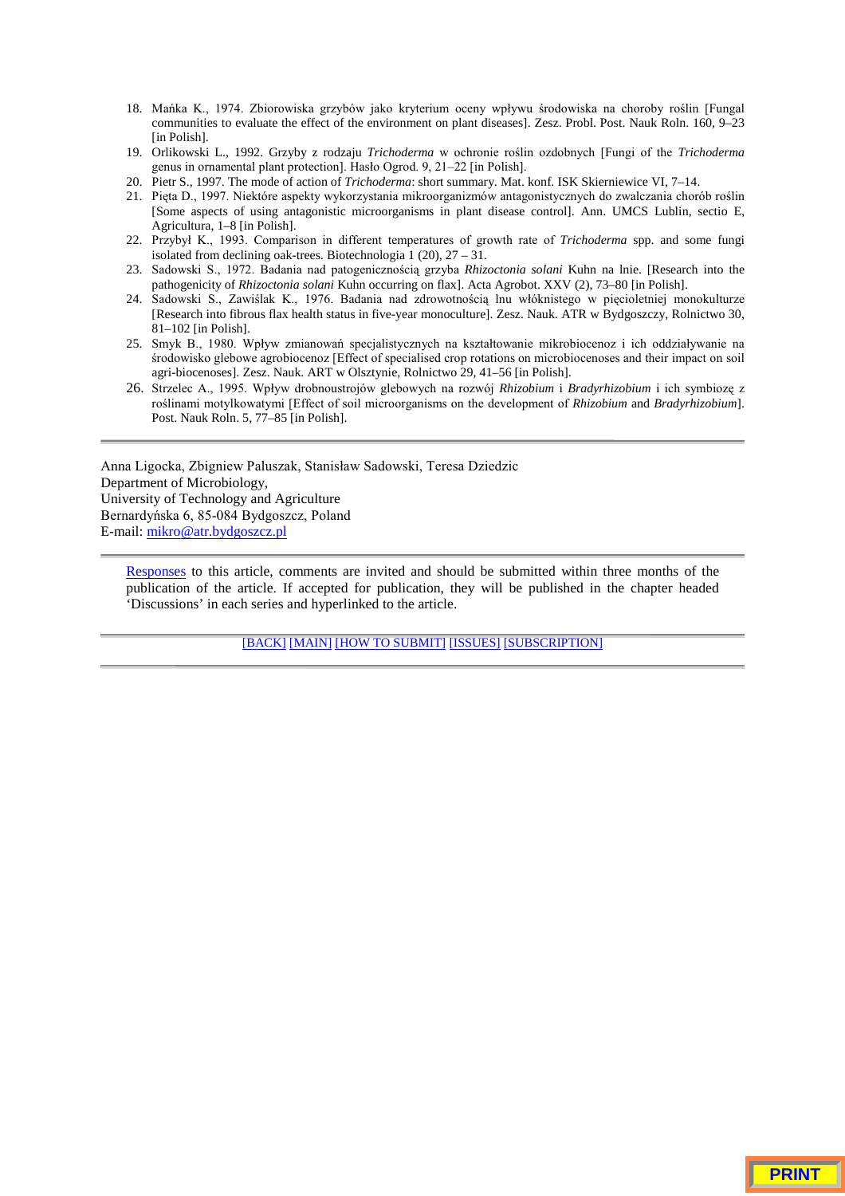18. Mańka K., 1974. Zbiorowiska grzybów jako kryterium oceny wpływu środowiska na choroby roślin [Fungal communities to evaluate the effect of the environment on plant diseases]. Zesz. Probl. Post. Nauk Roln. 160, 9–23 [in Polish].
19. Orlikowski L., 1992. Grzyby z rodzaju *Trichoderma* w ochronie roślin ozdobnych [Fungi of the *Trichoderma* genus in ornamental plant protection]. Hasło Ogrod. 9, 21–22 [in Polish].
20. Pietr S., 1997. The mode of action of *Trichoderma*: short summary. Mat. konf. ISK Skierniewice VI, 7–14.
21. Pięta D., 1997. Niektóre aspekty wykorzystania mikroorganizmów antagonistycznych do zwalczania chorób roślin [Some aspects of using antagonistic microorganisms in plant disease control]. Ann. UMCS Lublin, sectio E, Agricultura, 1–8 [in Polish].
22. Przybył K., 1993. Comparison in different temperatures of growth rate of *Trichoderma* spp. and some fungi isolated from declining oak-trees. Biotechnologia 1 (20), 27 – 31.
23. Sadowski S., 1972. Badania nad patogenicznością grzyba *Rhizoctonia solani* Kuhn na lnie. [Research into the pathogenicity of *Rhizoctonia solani* Kuhn occurring on flax]. Acta Agrobot. XXV (2), 73–80 [in Polish].
24. Sadowski S., Zawiślak K., 1976. Badania nad zdrowotnością lnu włóknistego w pięcioletniej monokulturze [Research into fibrous flax health status in five-year monoculture]. Zesz. Nauk. ATR w Bydgoszczy, Rolnictwo 30, 81–102 [in Polish].
25. Smyk B., 1980. Wpływ zmianowań specjalistycznych na kształtowanie mikrobiocenoz i ich oddziaływanie na środowisko glebowe agrobiocenoz [Effect of specialised crop rotations on microbiocenoses and their impact on soil agri-biocenoses]. Zesz. Nauk. ART w Olsztynie, Rolnictwo 29, 41–56 [in Polish].
26. Strzelec A., 1995. Wpływ drobnoustrojów glebowych na rozwój *Rhizobium* i *Bradyrhizobium* i ich symbiozę z roślinami motylkowatymi [Effect of soil microorganisms on the development of *Rhizobium* and *Bradyrhizobium*]. Post. Nauk Roln. 5, 77–85 [in Polish].

---

Anna Ligocka, Zbigniew Paluszak, Stanisław Sadowski, Teresa Dziedzic
Department of Microbiology,
University of Technology and Agriculture
Bernardyńska 6, 85-084 Bydgoszcz, Poland
E-mail: mikro@atr.bydgoszcz.pl

---

Responses to this article, comments are invited and should be submitted within three months of the publication of the article. If accepted for publication, they will be published in the chapter headed 'Discussions' in each series and hyperlinked to the article.

[BACK] [MAIN] [HOW TO SUBMIT] [ISSUES] [SUBSCRIPTION]

PRINT